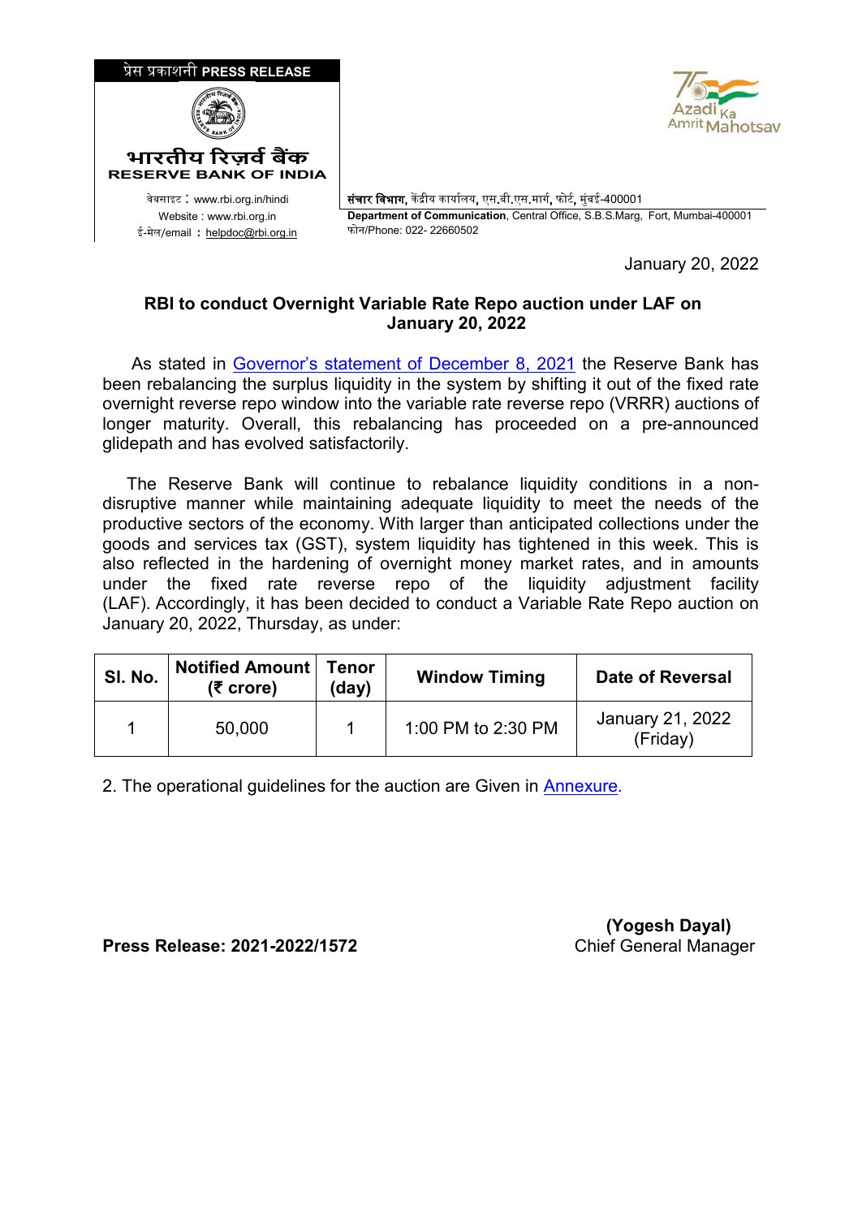प्रेस प्रकाशनी PRESS RELEASE

भारतीय रिज़र्व बैंक
RESERVE BANK OF INDIA

वेबसाइट : www.rbi.org.in/hindi
Website : www.rbi.org.in
ई-मेल/email : helpdoc@rbi.org.in

**संचार विभाग**, केंद्रीय कार्यालय, एस.बी.एस.मार्ग, फोर्ट, मुंबई-400001
**Department of Communication**, Central Office, S.B.S.Marg, Fort, Mumbai-400001
फोन/Phone: 022- 22660502

January 20, 2022

**RBI to conduct Overnight Variable Rate Repo auction under LAF on January 20, 2022**

As stated in Governor's statement of December 8, 2021 the Reserve Bank has been rebalancing the surplus liquidity in the system by shifting it out of the fixed rate overnight reverse repo window into the variable rate reverse repo (VRRR) auctions of longer maturity. Overall, this rebalancing has proceeded on a pre-announced glidepath and has evolved satisfactorily.

The Reserve Bank will continue to rebalance liquidity conditions in a non-disruptive manner while maintaining adequate liquidity to meet the needs of the productive sectors of the economy. With larger than anticipated collections under the goods and services tax (GST), system liquidity has tightened in this week. This is also reflected in the hardening of overnight money market rates, and in amounts under the fixed rate reverse repo of the liquidity adjustment facility (LAF). Accordingly, it has been decided to conduct a Variable Rate Repo auction on January 20, 2022, Thursday, as under:

| Sl. No. | Notified Amount (₹ crore) | Tenor (day) | Window Timing | Date of Reversal |
|---|---|---|---|---|
| 1 | 50,000 | 1 | 1:00 PM to 2:30 PM | January 21, 2022 (Friday) |

2. The operational guidelines for the auction are Given in Annexure.

**(Yogesh Dayal)**
Chief General Manager

**Press Release: 2021-2022/1572**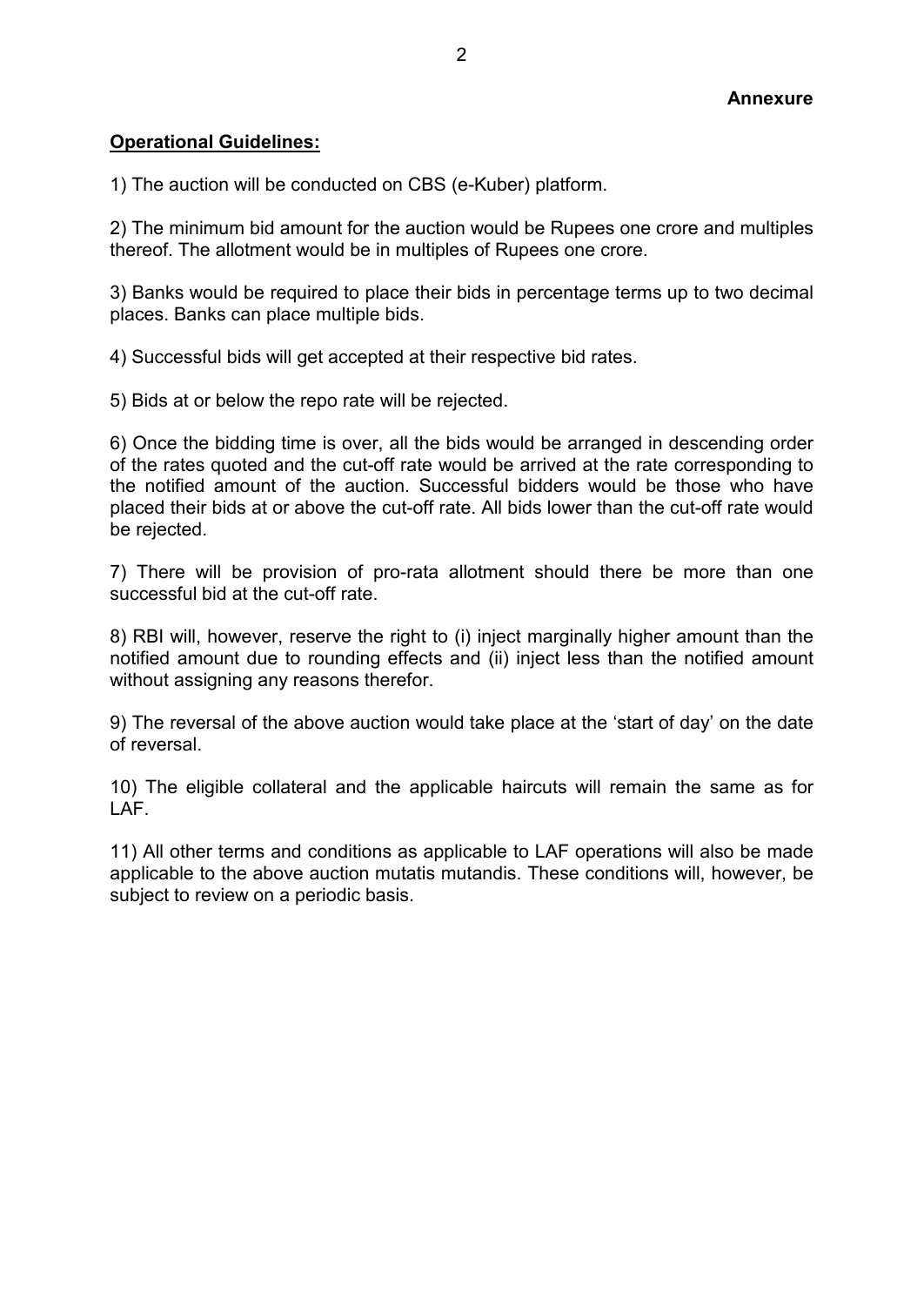**Annexure**

**Operational Guidelines:**

1) The auction will be conducted on CBS (e-Kuber) platform.

2) The minimum bid amount for the auction would be Rupees one crore and multiples thereof. The allotment would be in multiples of Rupees one crore.

3) Banks would be required to place their bids in percentage terms up to two decimal places. Banks can place multiple bids.

4) Successful bids will get accepted at their respective bid rates.

5) Bids at or below the repo rate will be rejected.

6) Once the bidding time is over, all the bids would be arranged in descending order of the rates quoted and the cut-off rate would be arrived at the rate corresponding to the notified amount of the auction. Successful bidders would be those who have placed their bids at or above the cut-off rate. All bids lower than the cut-off rate would be rejected.

7) There will be provision of pro-rata allotment should there be more than one successful bid at the cut-off rate.

8) RBI will, however, reserve the right to (i) inject marginally higher amount than the notified amount due to rounding effects and (ii) inject less than the notified amount without assigning any reasons therefor.

9) The reversal of the above auction would take place at the 'start of day' on the date of reversal.

10) The eligible collateral and the applicable haircuts will remain the same as for LAF.

11) All other terms and conditions as applicable to LAF operations will also be made applicable to the above auction mutatis mutandis. These conditions will, however, be subject to review on a periodic basis.